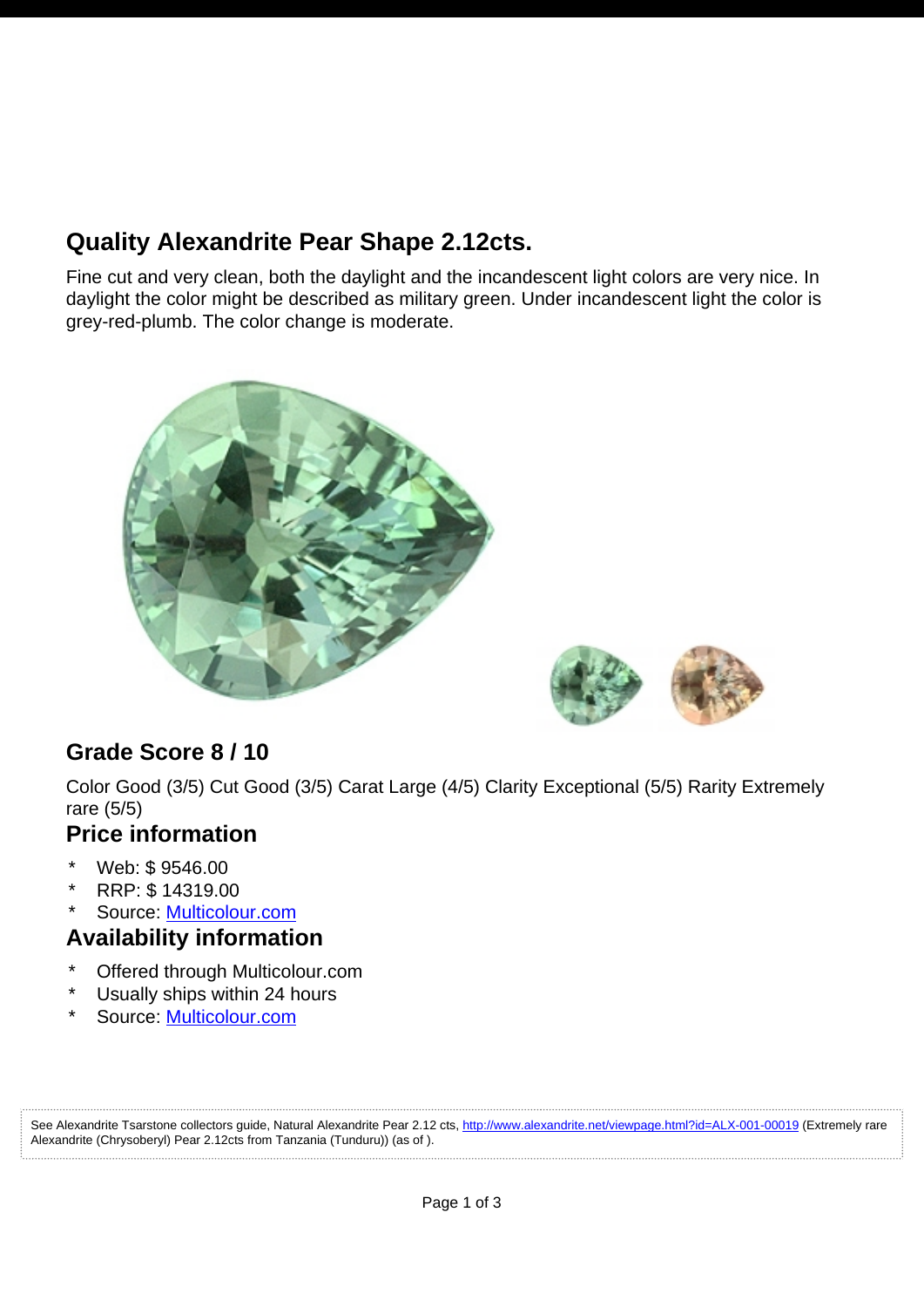## Quality Alexandrite Pear Shape 2.12cts.

Fine cut and very clean, both the daylight and the incandescent light colors are very nice. In daylight the color might be described as military green. Under incandescent light the color is grey-red-plumb. The color change is moderate.

## Grade Score 8 / 10

Color Good (3/5) Cut Good (3/5) Carat Large (4/5) Clarity Exceptional (5/5) Rarity Extremely rare (5/5)

## Price information

* Web: $ 9546.00
* RRP: $ 14319.00
* Source: Multicolour.com

## Availability information

* Offered through Multicolour.com
* Usually ships within 24 hours
* Source: Multicolour.com

See Alexandrite Tsarstone collectors guide, Natural Alexandrite Pear 2.12 cts, http://www.alexandrite.net/viewpage.html?id=ALX-001-00019 (Extremely rare Alexandrite (Chrysoberyl) Pear 2.12cts from Tanzania (Tunduru)) (as of ).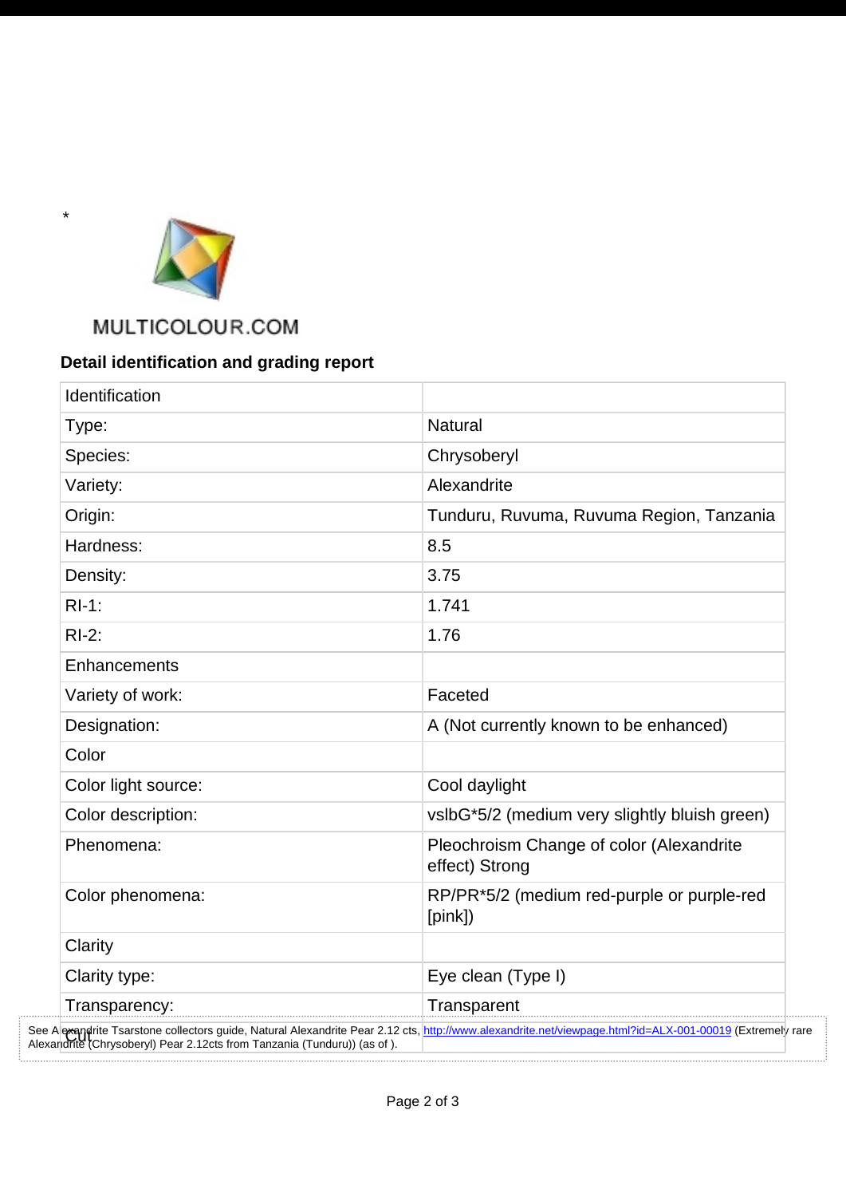*

MULTICOLOUR.COM

**Detail identification and grading report**

| Identification | |
|---|---|
| Type: | Natural |
| Species: | Chrysoberyl |
| Variety: | Alexandrite |
| Origin: | Tunduru, Ruvuma, Ruvuma Region, Tanzania |
| Hardness: | 8.5 |
| Density: | 3.75 |
| RI-1: | 1.741 |
| RI-2: | 1.76 |
| Enhancements | |
| Variety of work: | Faceted |
| Designation: | A (Not currently known to be enhanced) |
| Color | |
| Color light source: | Cool daylight |
| Color description: | vslbG*5/2 (medium very slightly bluish green) |
| Phenomena: | Pleochroism Change of color (Alexandrite effect) Strong |
| Color phenomena: | RP/PR*5/2 (medium red-purple or purple-red [pink]) |
| Clarity | |
| Clarity type: | Eye clean (Type I) |
| Transparency: | Transparent |
| Cut | |

See Alexandrite Tsarstone collectors guide, Natural Alexandrite Pear 2.12 cts, http://www.alexandrite.net/viewpage.html?id=ALX-001-00019 (Extremely rare Alexandrite (Chrysoberyl) Pear 2.12cts from Tanzania (Tunduru)) (as of ).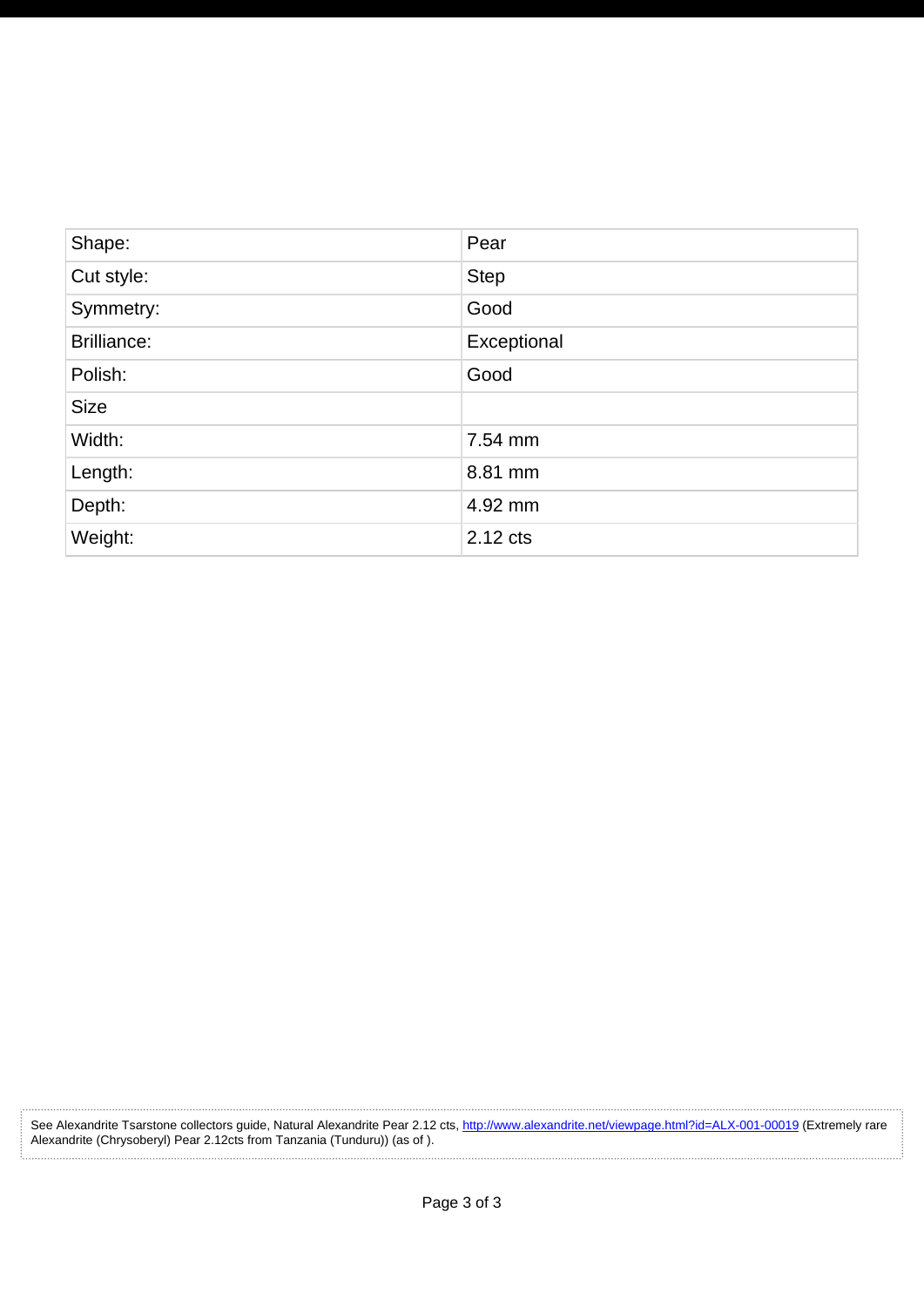| | |
|---|---|
| Shape: | Pear |
| Cut style: | Step |
| Symmetry: | Good |
| Brilliance: | Exceptional |
| Polish: | Good |
| Size | |
| Width: | 7.54 mm |
| Length: | 8.81 mm |
| Depth: | 4.92 mm |
| Weight: | 2.12 cts |

See Alexandrite Tsarstone collectors guide, Natural Alexandrite Pear 2.12 cts, http://www.alexandrite.net/viewpage.html?id=ALX-001-00019 (Extremely rare Alexandrite (Chrysoberyl) Pear 2.12cts from Tanzania (Tunduru)) (as of ).